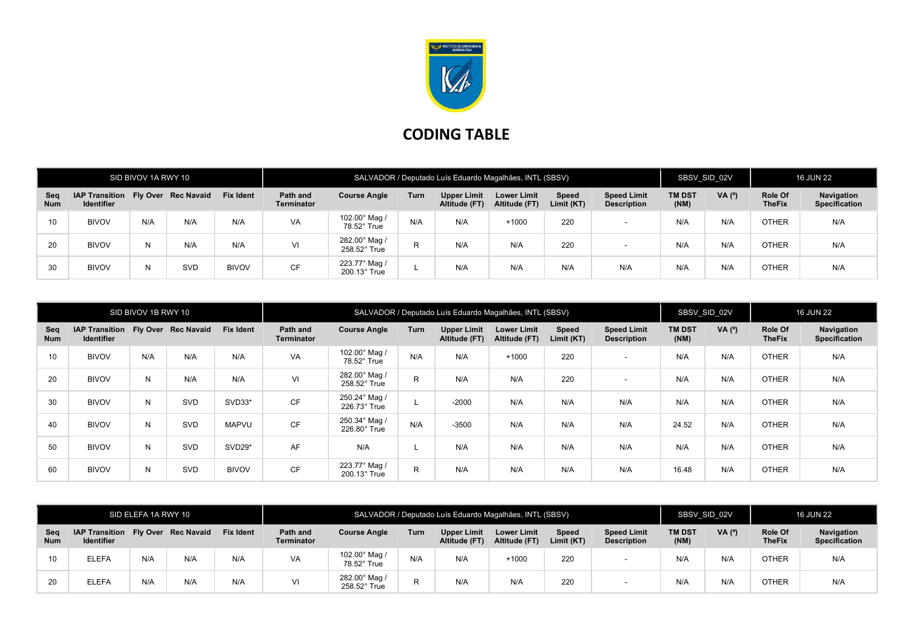# CODING TABLE

| SID BIVOV 1A RWY 10 | | | | | SALVADOR / Deputado Luís Eduardo Magalhães, INTL (SBSV) | | | | | | | SBSV_SID_02V | | 16 JUN 22 | |
|---|---|---|---|---|---|---|---|---|---|---|---|---|---|---|---|
| Seq Num | IAP Transition Identifier | Fly Over | Rec Navaid | Fix Ident | Path and Terminator | Course Angle | Turn | Upper Limit Altitude (FT) | Lower Limit Altitude (FT) | Speed Limit (KT) | Speed Limit Description | TM DST (NM) | VA (º) | Role Of TheFix | Navigation Specification |
| 10 | BIVOV | N/A | N/A | N/A | VA | 102.00° Mag / 78.52° True | N/A | N/A | +1000 | 220 | - | N/A | N/A | OTHER | N/A |
| 20 | BIVOV | N | N/A | N/A | VI | 282.00° Mag / 258.52° True | R | N/A | N/A | 220 | - | N/A | N/A | OTHER | N/A |
| 30 | BIVOV | N | SVD | BIVOV | CF | 223.77° Mag / 200.13° True | L | N/A | N/A | N/A | N/A | N/A | N/A | OTHER | N/A |

| SID BIVOV 1B RWY 10 | | | | | SALVADOR / Deputado Luís Eduardo Magalhães, INTL (SBSV) | | | | | | | SBSV_SID_02V | | 16 JUN 22 | |
|---|---|---|---|---|---|---|---|---|---|---|---|---|---|---|---|
| Seq Num | IAP Transition Identifier | Fly Over | Rec Navaid | Fix Ident | Path and Terminator | Course Angle | Turn | Upper Limit Altitude (FT) | Lower Limit Altitude (FT) | Speed Limit (KT) | Speed Limit Description | TM DST (NM) | VA (º) | Role Of TheFix | Navigation Specification |
| 10 | BIVOV | N/A | N/A | N/A | VA | 102.00° Mag / 78.52° True | N/A | N/A | +1000 | 220 | - | N/A | N/A | OTHER | N/A |
| 20 | BIVOV | N | N/A | N/A | VI | 282.00° Mag / 258.52° True | R | N/A | N/A | 220 | - | N/A | N/A | OTHER | N/A |
| 30 | BIVOV | N | SVD | SVD33* | CF | 250.24° Mag / 226.73° True | L | -2000 | N/A | N/A | N/A | N/A | N/A | OTHER | N/A |
| 40 | BIVOV | N | SVD | MAPVU | CF | 250.34° Mag / 226.80° True | N/A | -3500 | N/A | N/A | N/A | 24.52 | N/A | OTHER | N/A |
| 50 | BIVOV | N | SVD | SVD29* | AF | N/A | L | N/A | N/A | N/A | N/A | N/A | N/A | OTHER | N/A |
| 60 | BIVOV | N | SVD | BIVOV | CF | 223.77° Mag / 200.13° True | R | N/A | N/A | N/A | N/A | 16.48 | N/A | OTHER | N/A |

| SID ELEFA 1A RWY 10 | | | | | SALVADOR / Deputado Luís Eduardo Magalhães, INTL (SBSV) | | | | | | | SBSV_SID_02V | | 16 JUN 22 | |
|---|---|---|---|---|---|---|---|---|---|---|---|---|---|---|---|
| Seq Num | IAP Transition Identifier | Fly Over | Rec Navaid | Fix Ident | Path and Terminator | Course Angle | Turn | Upper Limit Altitude (FT) | Lower Limit Altitude (FT) | Speed Limit (KT) | Speed Limit Description | TM DST (NM) | VA (º) | Role Of TheFix | Navigation Specification |
| 10 | ELEFA | N/A | N/A | N/A | VA | 102.00° Mag / 78.52° True | N/A | N/A | +1000 | 220 | - | N/A | N/A | OTHER | N/A |
| 20 | ELEFA | N/A | N/A | N/A | VI | 282.00° Mag / 258.52° True | R | N/A | N/A | 220 | - | N/A | N/A | OTHER | N/A |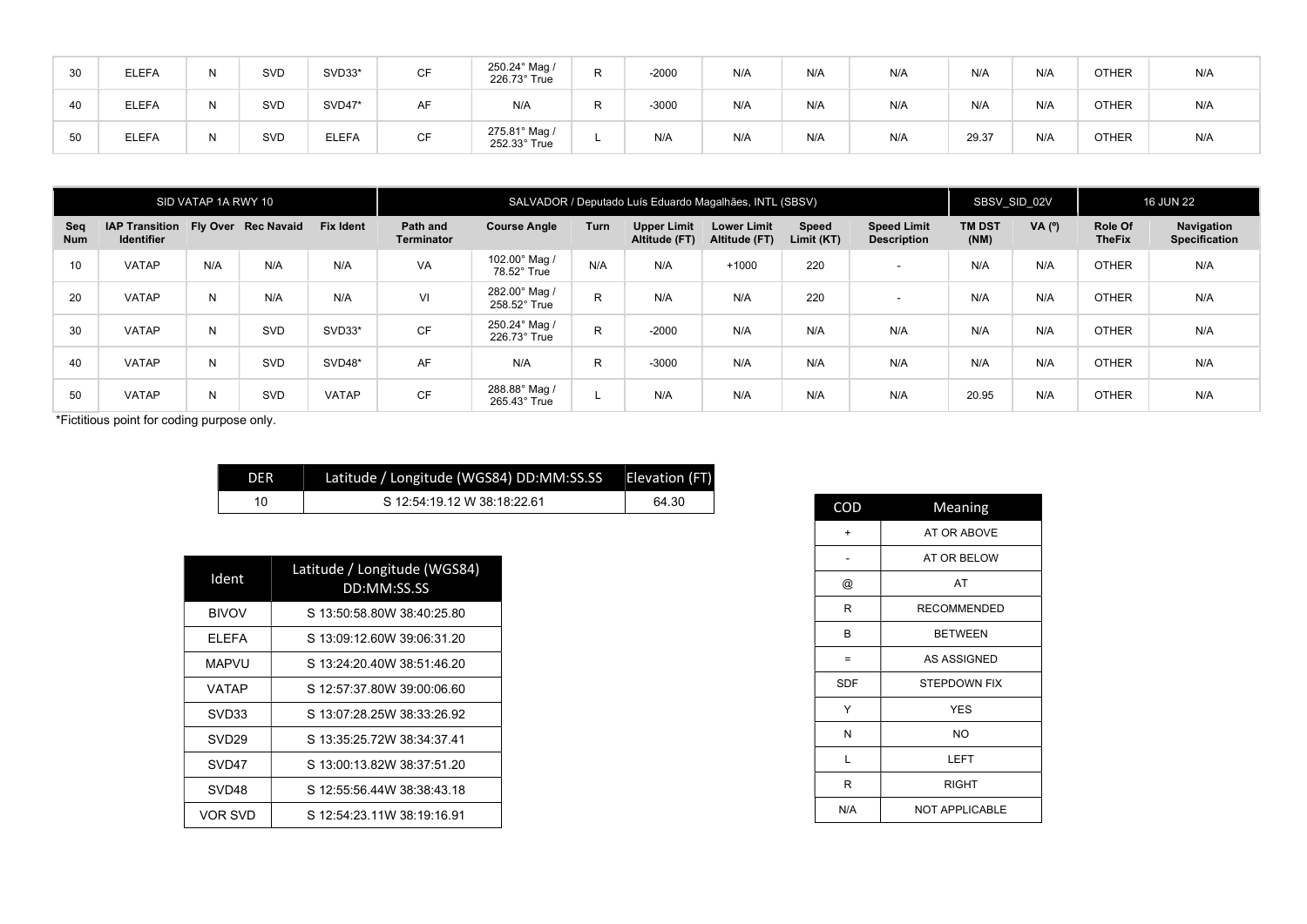| Seq Num | IAP Transition Identifier | Fly Over | Rec Navaid | Fix Ident | Path and Terminator | Course Angle | Turn | Upper Limit Altitude (FT) | Lower Limit Altitude (FT) | Speed Limit (KT) | Speed Limit Description | TM DST (NM) | VA (º) | Role Of TheFix | Navigation Specification |
|---|---|---|---|---|---|---|---|---|---|---|---|---|---|---|---|
| 30 | ELEFA | N | SVD | SVD33* | CF | 250.24° Mag / 226.73° True | R | -2000 | N/A | N/A | N/A | N/A | N/A | OTHER | N/A |
| 40 | ELEFA | N | SVD | SVD47* | AF | N/A | R | -3000 | N/A | N/A | N/A | N/A | N/A | OTHER | N/A |
| 50 | ELEFA | N | SVD | ELEFA | CF | 275.81° Mag / 252.33° True | L | N/A | N/A | N/A | N/A | 29.37 | N/A | OTHER | N/A |

| SID VATAP 1A RWY 10 | | | | | SALVADOR / Deputado Luís Eduardo Magalhães, INTL (SBSV) | | | | | | | SBSV_SID_02V | | 16 JUN 22 | |
|---|---|---|---|---|---|---|---|---|---|---|---|---|---|---|---|
| **Seq Num** | **IAP Transition Identifier** | **Fly Over** | **Rec Navaid** | **Fix Ident** | **Path and Terminator** | **Course Angle** | **Turn** | **Upper Limit Altitude (FT)** | **Lower Limit Altitude (FT)** | **Speed Limit (KT)** | **Speed Limit Description** | **TM DST (NM)** | **VA (º)** | **Role Of TheFix** | **Navigation Specification** |
| 10 | VATAP | N/A | N/A | N/A | VA | 102.00° Mag / 78.52° True | N/A | N/A | +1000 | 220 | - | N/A | N/A | OTHER | N/A |
| 20 | VATAP | N | N/A | N/A | VI | 282.00° Mag / 258.52° True | R | N/A | N/A | 220 | - | N/A | N/A | OTHER | N/A |
| 30 | VATAP | N | SVD | SVD33* | CF | 250.24° Mag / 226.73° True | R | -2000 | N/A | N/A | N/A | N/A | N/A | OTHER | N/A |
| 40 | VATAP | N | SVD | SVD48* | AF | N/A | R | -3000 | N/A | N/A | N/A | N/A | N/A | OTHER | N/A |
| 50 | VATAP | N | SVD | VATAP | CF | 288.88° Mag / 265.43° True | L | N/A | N/A | N/A | N/A | 20.95 | N/A | OTHER | N/A |

*Fictitious point for coding purpose only.

| DER | Latitude / Longitude (WGS84) DD:MM:SS.SS | Elevation (FT) |
|---|---|---|
| 10 | S 12:54:19.12 W 38:18:22.61 | 64.30 |

| Ident | Latitude / Longitude (WGS84) DD:MM:SS.SS |
|---|---|
| BIVOV | S 13:50:58.80W 38:40:25.80 |
| ELEFA | S 13:09:12.60W 39:06:31.20 |
| MAPVU | S 13:24:20.40W 38:51:46.20 |
| VATAP | S 12:57:37.80W 39:00:06.60 |
| SVD33 | S 13:07:28.25W 38:33:26.92 |
| SVD29 | S 13:35:25.72W 38:34:37.41 |
| SVD47 | S 13:00:13.82W 38:37:51.20 |
| SVD48 | S 12:55:56.44W 38:38:43.18 |
| VOR SVD | S 12:54:23.11W 38:19:16.91 |

| COD | Meaning |
|---|---|
| + | AT OR ABOVE |
| - | AT OR BELOW |
| @ | AT |
| R | RECOMMENDED |
| B | BETWEEN |
| = | AS ASSIGNED |
| SDF | STEPDOWN FIX |
| Y | YES |
| N | NO |
| L | LEFT |
| R | RIGHT |
| N/A | NOT APPLICABLE |